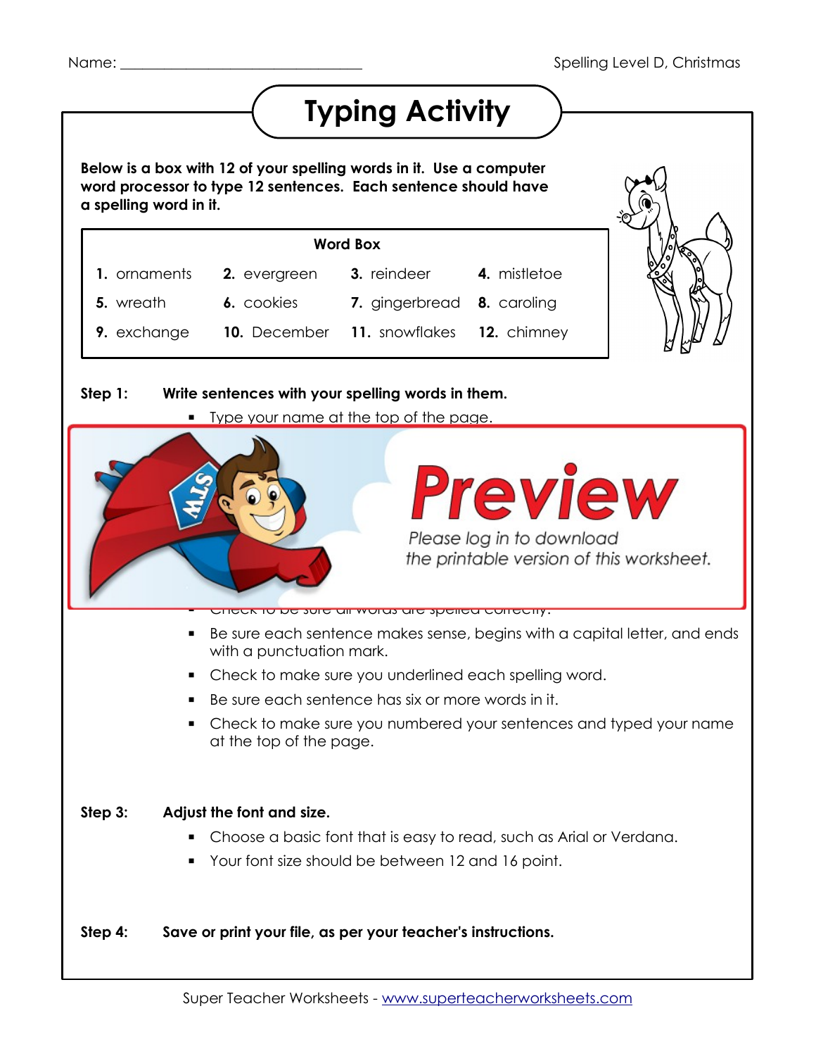Name: ________________________________

Spelling Level D, Christmas

# Typing Activity

**Below is a box with 12 of your spelling words in it. Use a computer word processor to type 12 sentences. Each sentence should have a spelling word in it.**

| Word Box | | | |
|---|---|---|---|
| **1.** ornaments | **2.** evergreen | **3.** reindeer | **4.** mistletoe |
| **5.** wreath | **6.** cookies | **7.** gingerbread | **8.** caroling |
| **9.** exchange | **10.** December | **11.** snowflakes | **12.** chimney |

**Step 1:** **Write sentences with your spelling words in them.**

- Type your name at the top of the page.

Preview

Please log in to download the printable version of this worksheet.

- Check to be sure all words are spelled correctly.
- Be sure each sentence makes sense, begins with a capital letter, and ends with a punctuation mark.
- Check to make sure you underlined each spelling word.
- Be sure each sentence has six or more words in it.
- Check to make sure you numbered your sentences and typed your name at the top of the page.

**Step 3:** **Adjust the font and size.**

- Choose a basic font that is easy to read, such as Arial or Verdana.
- Your font size should be between 12 and 16 point.

**Step 4:** **Save or print your file, as per your teacher's instructions.**

Super Teacher Worksheets - www.superteacherworksheets.com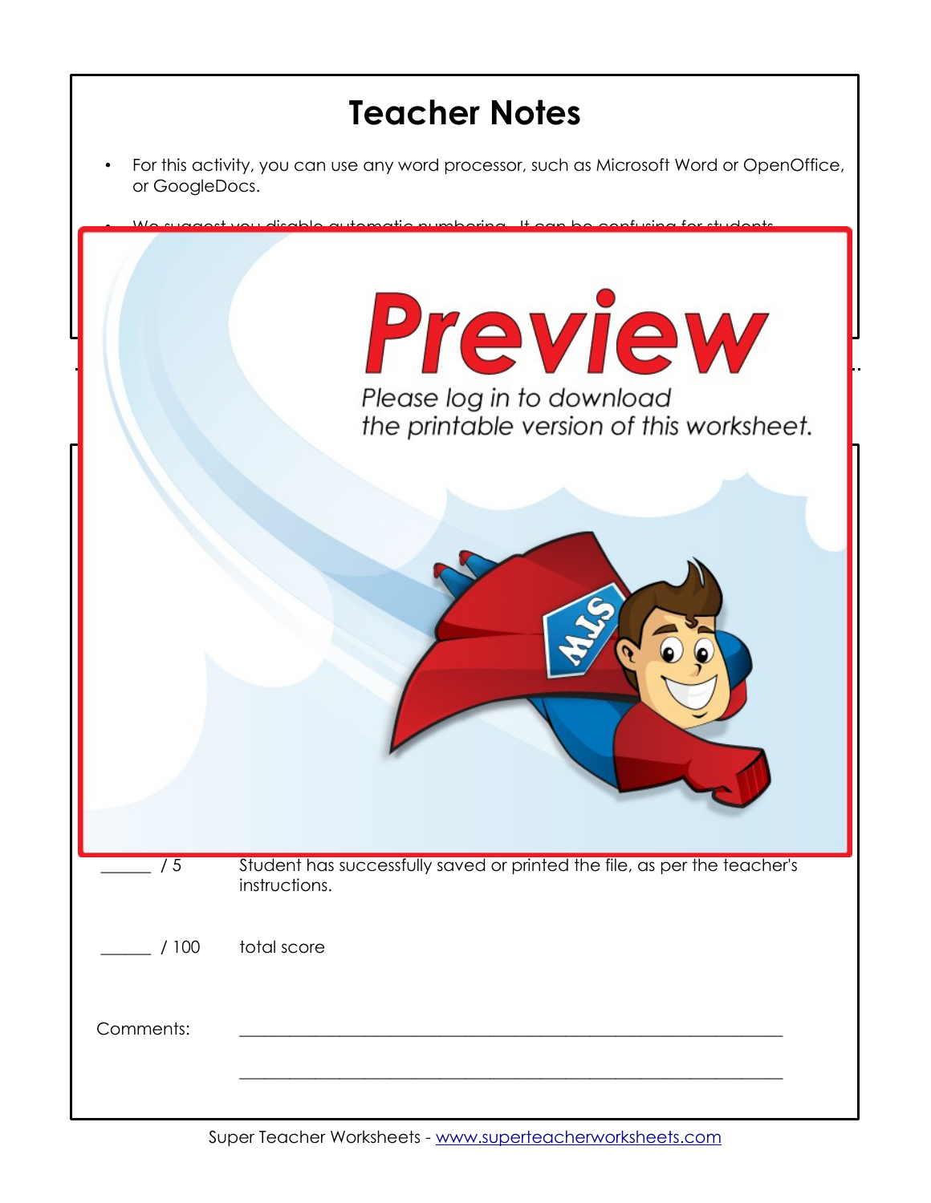# Teacher Notes

- For this activity, you can use any word processor, such as Microsoft Word or OpenOffice, or GoogleDocs.

______ / 5 Student has successfully saved or printed the file, as per the teacher's instructions.

______ / 100 total score

Comments: ____________________________________________

____________________________________________